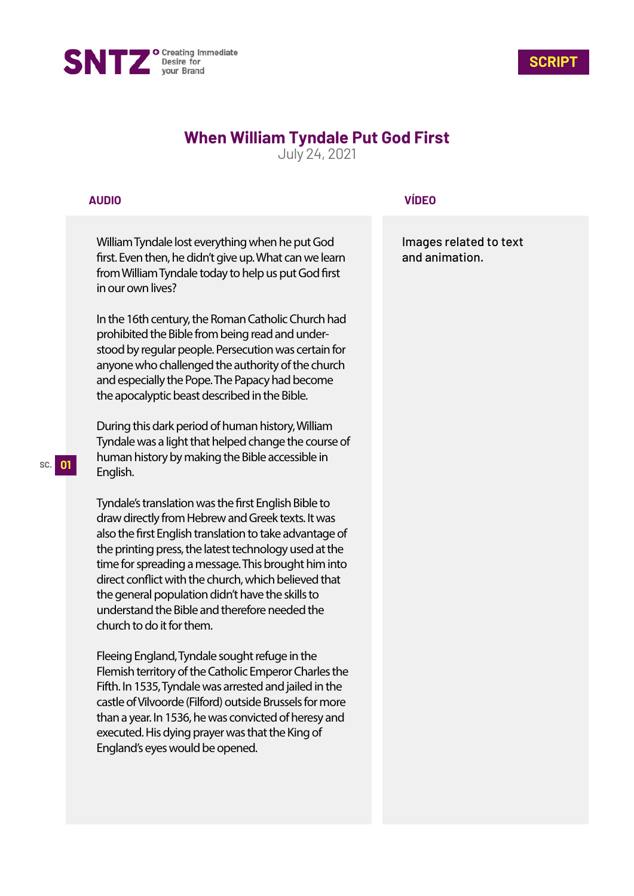SNTZ Creating Immediate Desire for your Brand

**SCRIPT**

# When William Tyndale Put God First

July 24, 2021

| AUDIO | VÍDEO |
| --- | --- |
| William Tyndale lost everything when he put God first. Even then, he didn't give up. What can we learn from William Tyndale today to help us put God first in our own lives?<br><br>In the 16th century, the Roman Catholic Church had prohibited the Bible from being read and understood by regular people. Persecution was certain for anyone who challenged the authority of the church and especially the Pope. The Papacy had become the apocalyptic beast described in the Bible.<br><br>During this dark period of human history, William Tyndale was a light that helped change the course of human history by making the Bible accessible in English.<br><br>Tyndale's translation was the first English Bible to draw directly from Hebrew and Greek texts. It was also the first English translation to take advantage of the printing press, the latest technology used at the time for spreading a message. This brought him into direct conflict with the church, which believed that the general population didn't have the skills to understand the Bible and therefore needed the church to do it for them.<br><br>Fleeing England, Tyndale sought refuge in the Flemish territory of the Catholic Emperor Charles the Fifth. In 1535, Tyndale was arrested and jailed in the castle of Vilvoorde (Filford) outside Brussels for more than a year. In 1536, he was convicted of heresy and executed. His dying prayer was that the King of England's eyes would be opened. | Images related to text and animation. |

SC. 01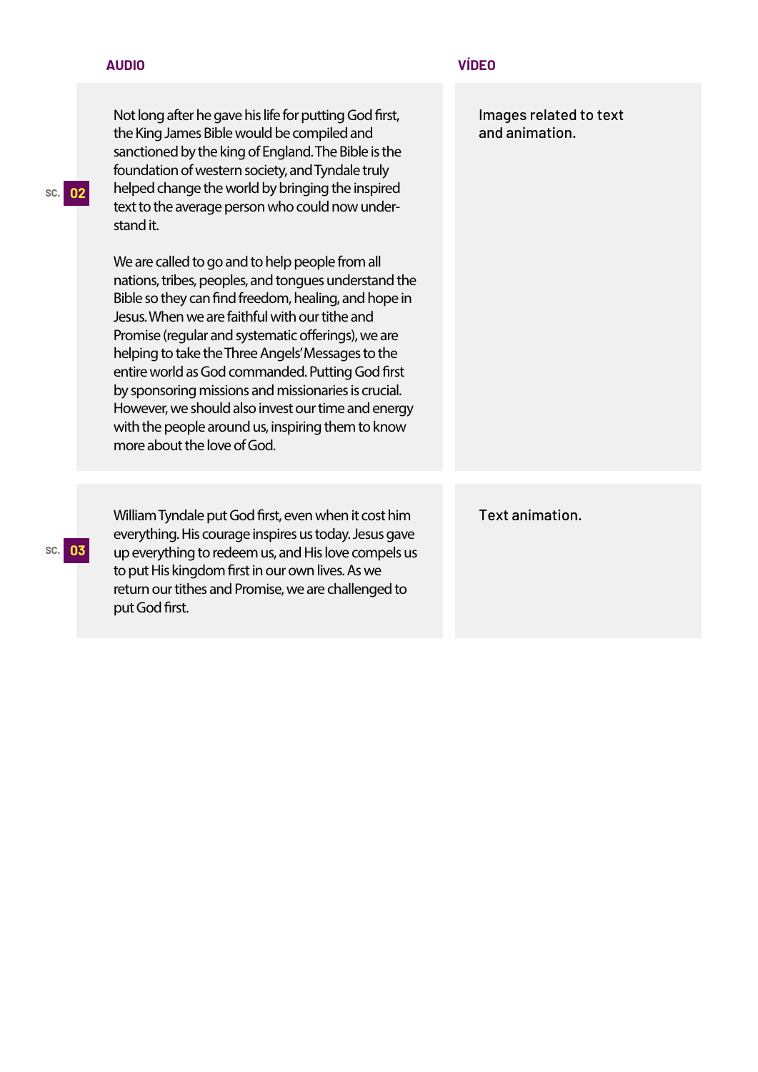| SC. | AUDIO | VÍDEO |
|---|---|---|
| 02 | Not long after he gave his life for putting God first, the King James Bible would be compiled and sanctioned by the king of England. The Bible is the foundation of western society, and Tyndale truly helped change the world by bringing the inspired text to the average person who could now understand it.<br><br>We are called to go and to help people from all nations, tribes, peoples, and tongues understand the Bible so they can find freedom, healing, and hope in Jesus. When we are faithful with our tithe and Promise (regular and systematic offerings), we are helping to take the Three Angels' Messages to the entire world as God commanded. Putting God first by sponsoring missions and missionaries is crucial. However, we should also invest our time and energy with the people around us, inspiring them to know more about the love of God. | Images related to text and animation. |
| 03 | William Tyndale put God first, even when it cost him everything. His courage inspires us today. Jesus gave up everything to redeem us, and His love compels us to put His kingdom first in our own lives. As we return our tithes and Promise, we are challenged to put God first. | Text animation. |